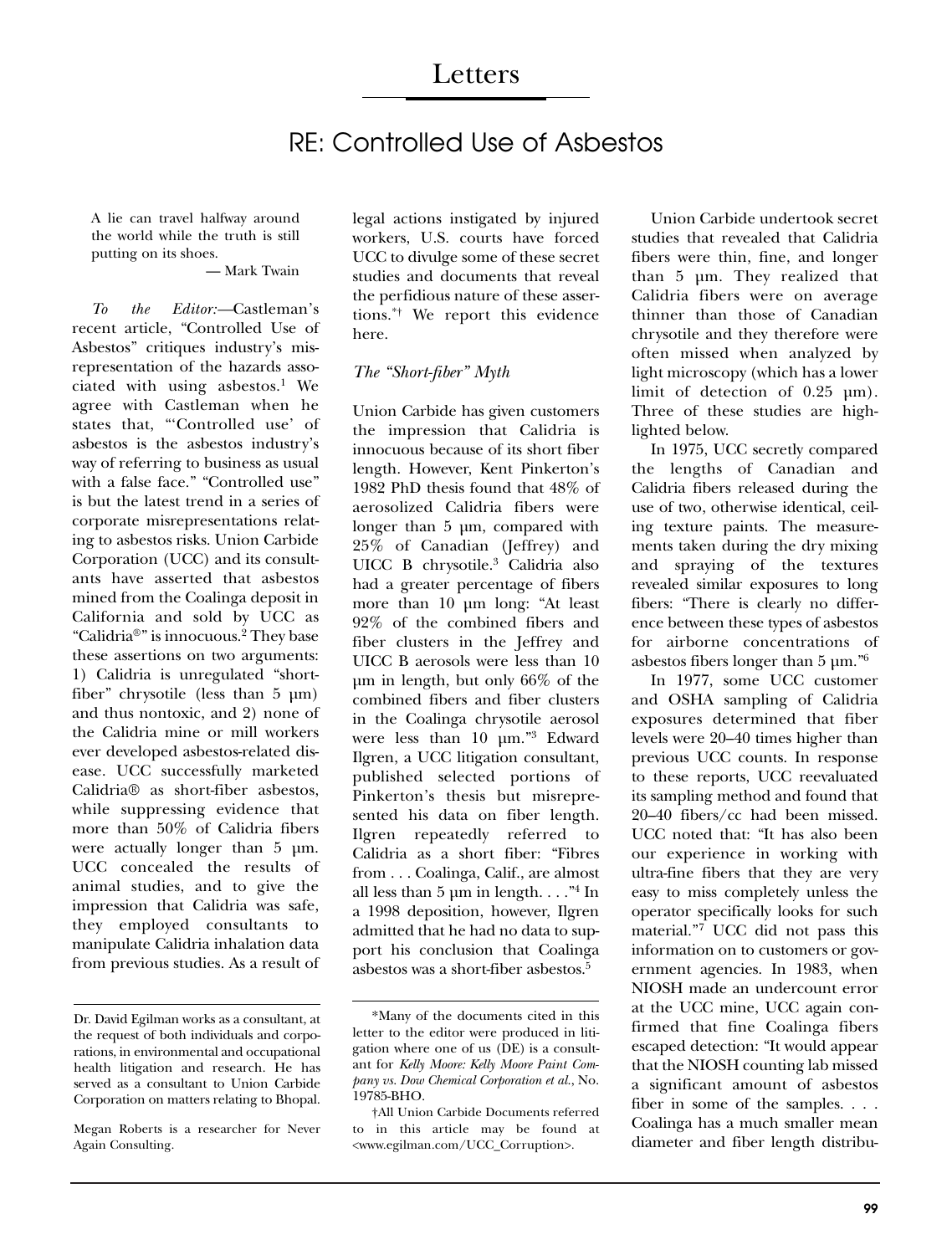# Letters

## RE: Controlled Use of Asbestos

> A lie can travel halfway around the world while the truth is still putting on its shoes.
>
> — Mark Twain

*To the Editor:*—Castleman's recent article, "Controlled Use of Asbestos" critiques industry's misrepresentation of the hazards associated with using asbestos.[1] We agree with Castleman when he states that, "'Controlled use' of asbestos is the asbestos industry's way of referring to business as usual with a false face." "Controlled use" is but the latest trend in a series of corporate misrepresentations relating to asbestos risks. Union Carbide Corporation (UCC) and its consultants have asserted that asbestos mined from the Coalinga deposit in California and sold by UCC as "Calidria®" is innocuous.[2] They base these assertions on two arguments: 1) Calidria is unregulated "short-fiber" chrysotile (less than 5 µm) and thus nontoxic, and 2) none of the Calidria mine or mill workers ever developed asbestos-related disease. UCC successfully marketed Calidria® as short-fiber asbestos, while suppressing evidence that more than 50% of Calidria fibers were actually longer than 5 µm. UCC concealed the results of animal studies, and to give the impression that Calidria was safe, they employed consultants to manipulate Calidria inhalation data from previous studies. As a result of legal actions instigated by injured workers, U.S. courts have forced UCC to divulge some of these secret studies and documents that reveal the perfidious nature of these assertions.*† We report this evidence here.

### *The "Short-fiber" Myth*

Union Carbide has given customers the impression that Calidria is innocuous because of its short fiber length. However, Kent Pinkerton's 1982 PhD thesis found that 48% of aerosolized Calidria fibers were longer than 5 µm, compared with 25% of Canadian (Jeffrey) and UICC B chrysotile.[3] Calidria also had a greater percentage of fibers more than 10 µm long: "At least 92% of the combined fibers and fiber clusters in the Jeffrey and UICC B aerosols were less than 10 µm in length, but only 66% of the combined fibers and fiber clusters in the Coalinga chrysotile aerosol were less than 10 µm."[3] Edward Ilgren, a UCC litigation consultant, published selected portions of Pinkerton's thesis but misrepresented his data on fiber length. Ilgren repeatedly referred to Calidria as a short fiber: "Fibres from . . . Coalinga, Calif., are almost all less than 5 µm in length. . . ."[4] In a 1998 deposition, however, Ilgren admitted that he had no data to support his conclusion that Coalinga asbestos was a short-fiber asbestos.[5]

Union Carbide undertook secret studies that revealed that Calidria fibers were thin, fine, and longer than 5 µm. They realized that Calidria fibers were on average thinner than those of Canadian chrysotile and they therefore were often missed when analyzed by light microscopy (which has a lower limit of detection of 0.25 µm). Three of these studies are highlighted below.

In 1975, UCC secretly compared the lengths of Canadian and Calidria fibers released during the use of two, otherwise identical, ceiling texture paints. The measurements taken during the dry mixing and spraying of the textures revealed similar exposures to long fibers: "There is clearly no difference between these types of asbestos for airborne concentrations of asbestos fibers longer than 5 µm."[6]

In 1977, some UCC customer and OSHA sampling of Calidria exposures determined that fiber levels were 20–40 times higher than previous UCC counts. In response to these reports, UCC reevaluated its sampling method and found that 20–40 fibers/cc had been missed. UCC noted that: "It has also been our experience in working with ultra-fine fibers that they are very easy to miss completely unless the operator specifically looks for such material."[7] UCC did not pass this information on to customers or government agencies. In 1983, when NIOSH made an undercount error at the UCC mine, UCC again confirmed that fine Coalinga fibers escaped detection: "It would appear that the NIOSH counting lab missed a significant amount of asbestos fiber in some of the samples. . . . Coalinga has a much smaller mean diameter and fiber length distribu-

---

Dr. David Egilman works as a consultant, at the request of both individuals and corporations, in environmental and occupational health litigation and research. He has served as a consultant to Union Carbide Corporation on matters relating to Bhopal.

Megan Roberts is a researcher for Never Again Consulting.

*Many of the documents cited in this letter to the editor were produced in litigation where one of us (DE) is a consultant for *Kelly Moore: Kelly Moore Paint Company vs. Dow Chemical Corporation et al.*, No. 19785-BHO.

†All Union Carbide Documents referred to in this article may be found at <www.egilman.com/UCC_Corruption>.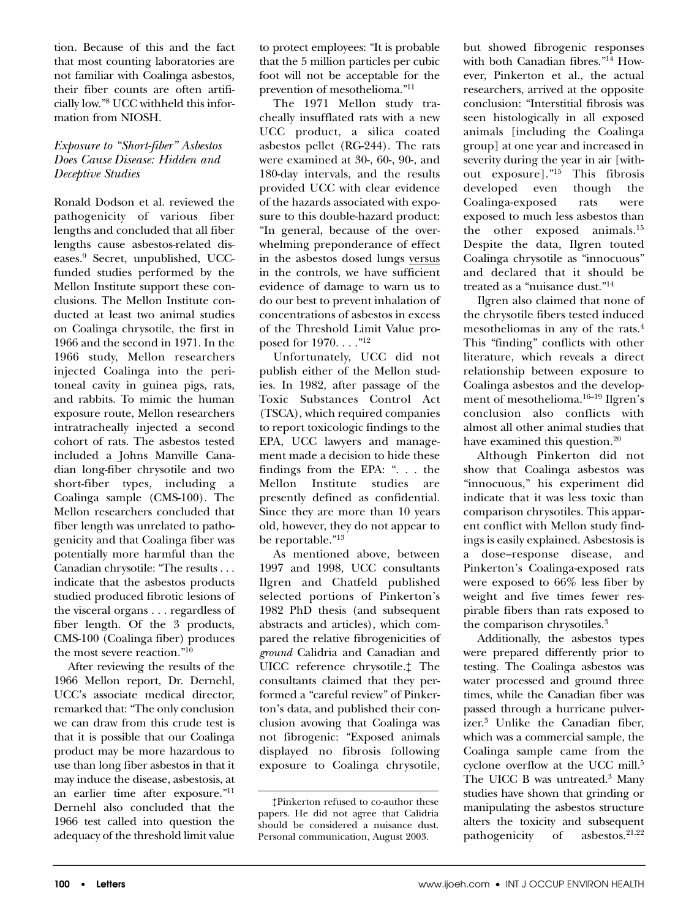tion. Because of this and the fact that most counting laboratories are not familiar with Coalinga asbestos, their fiber counts are often artificially low."[8] UCC withheld this information from NIOSH.

### *Exposure to "Short-fiber" Asbestos Does Cause Disease: Hidden and Deceptive Studies*

Ronald Dodson et al. reviewed the pathogenicity of various fiber lengths and concluded that all fiber lengths cause asbestos-related diseases.[9] Secret, unpublished, UCC-funded studies performed by the Mellon Institute support these conclusions. The Mellon Institute conducted at least two animal studies on Coalinga chrysotile, the first in 1966 and the second in 1971. In the 1966 study, Mellon researchers injected Coalinga into the peritoneal cavity in guinea pigs, rats, and rabbits. To mimic the human exposure route, Mellon researchers intratracheally injected a second cohort of rats. The asbestos tested included a Johns Manville Canadian long-fiber chrysotile and two short-fiber types, including a Coalinga sample (CMS-100). The Mellon researchers concluded that fiber length was unrelated to pathogenicity and that Coalinga fiber was potentially more harmful than the Canadian chrysotile: "The results . . . indicate that the asbestos products studied produced fibrotic lesions of the visceral organs . . . regardless of fiber length. Of the 3 products, CMS-100 (Coalinga fiber) produces the most severe reaction."[10]

After reviewing the results of the 1966 Mellon report, Dr. Dernehl, UCC's associate medical director, remarked that: "The only conclusion we can draw from this crude test is that it is possible that our Coalinga product may be more hazardous to use than long fiber asbestos in that it may induce the disease, asbestosis, at an earlier time after exposure."[11] Dernehl also concluded that the 1966 test called into question the adequacy of the threshold limit value to protect employees: "It is probable that the 5 million particles per cubic foot will not be acceptable for the prevention of mesothelioma."[11]

The 1971 Mellon study tracheally insufflated rats with a new UCC product, a silica coated asbestos pellet (RG-244). The rats were examined at 30-, 60-, 90-, and 180-day intervals, and the results provided UCC with clear evidence of the hazards associated with exposure to this double-hazard product: "In general, because of the overwhelming preponderance of effect in the asbestos dosed lungs versus in the controls, we have sufficient evidence of damage to warn us to do our best to prevent inhalation of concentrations of asbestos in excess of the Threshold Limit Value proposed for 1970. . . ."[12]

Unfortunately, UCC did not publish either of the Mellon studies. In 1982, after passage of the Toxic Substances Control Act (TSCA), which required companies to report toxicologic findings to the EPA, UCC lawyers and management made a decision to hide these findings from the EPA: ". . . the Mellon Institute studies are presently defined as confidential. Since they are more than 10 years old, however, they do not appear to be reportable."[13]

As mentioned above, between 1997 and 1998, UCC consultants Ilgren and Chatfeld published selected portions of Pinkerton's 1982 PhD thesis (and subsequent abstracts and articles), which compared the relative fibrogenicities of *ground* Calidria and Canadian and UICC reference chrysotile.‡ The consultants claimed that they performed a "careful review" of Pinkerton's data, and published their conclusion avowing that Coalinga was not fibrogenic: "Exposed animals displayed no fibrosis following exposure to Coalinga chrysotile, but showed fibrogenic responses with both Canadian fibres."[14] However, Pinkerton et al., the actual researchers, arrived at the opposite conclusion: "Interstitial fibrosis was seen histologically in all exposed animals [including the Coalinga group] at one year and increased in severity during the year in air [without exposure]."[15] This fibrosis developed even though the Coalinga-exposed rats were exposed to much less asbestos than the other exposed animals.[15] Despite the data, Ilgren touted Coalinga chrysotile as "innocuous" and declared that it should be treated as a "nuisance dust."[14]

Ilgren also claimed that none of the chrysotile fibers tested induced mesotheliomas in any of the rats.[4] This "finding" conflicts with other literature, which reveals a direct relationship between exposure to Coalinga asbestos and the development of mesothelioma.[16–19] Ilgren's conclusion also conflicts with almost all other animal studies that have examined this question.[20]

Although Pinkerton did not show that Coalinga asbestos was "innocuous," his experiment did indicate that it was less toxic than comparison chrysotiles. This apparent conflict with Mellon study findings is easily explained. Asbestosis is a dose–response disease, and Pinkerton's Coalinga-exposed rats were exposed to 66% less fiber by weight and five times fewer respirable fibers than rats exposed to the comparison chrysotiles.[3]

Additionally, the asbestos types were prepared differently prior to testing. The Coalinga asbestos was water processed and ground three times, while the Canadian fiber was passed through a hurricane pulverizer.[3] Unlike the Canadian fiber, which was a commercial sample, the Coalinga sample came from the cyclone overflow at the UCC mill.[5] The UICC B was untreated.[3] Many studies have shown that grinding or manipulating the asbestos structure alters the toxicity and subsequent pathogenicity of asbestos.[21,22]

‡Pinkerton refused to co-author these papers. He did not agree that Calidria should be considered a nuisance dust. Personal communication, August 2003.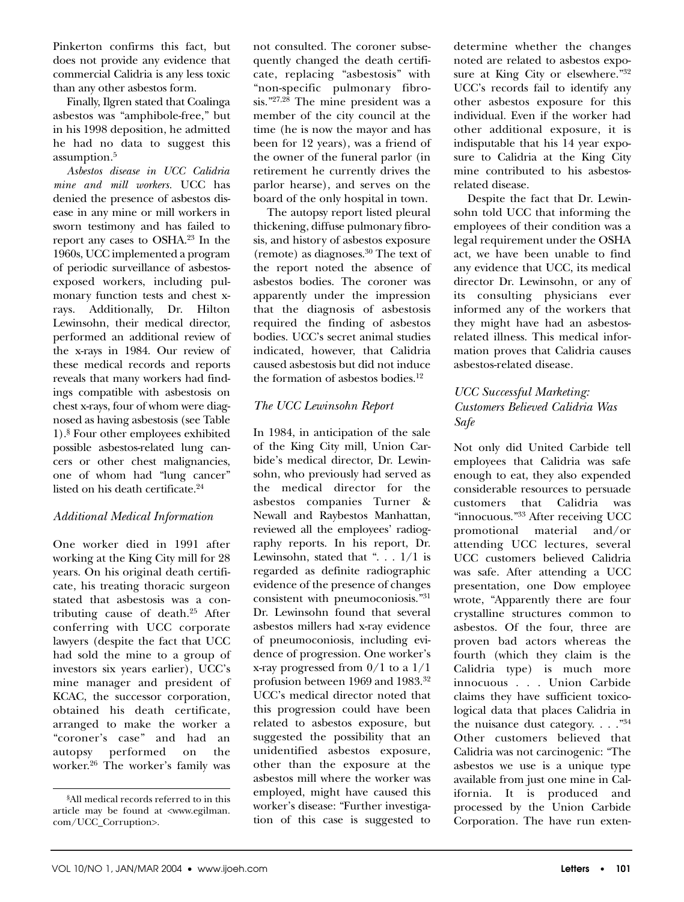Pinkerton confirms this fact, but does not provide any evidence that commercial Calidria is any less toxic than any other asbestos form.

Finally, Ilgren stated that Coalinga asbestos was "amphibole-free," but in his 1998 deposition, he admitted he had no data to suggest this assumption.[5]

*Asbestos disease in UCC Calidria mine and mill workers.* UCC has denied the presence of asbestos disease in any mine or mill workers in sworn testimony and has failed to report any cases to OSHA.[23] In the 1960s, UCC implemented a program of periodic surveillance of asbestos-exposed workers, including pulmonary function tests and chest x-rays. Additionally, Dr. Hilton Lewinsohn, their medical director, performed an additional review of the x-rays in 1984. Our review of these medical records and reports reveals that many workers had findings compatible with asbestosis on chest x-rays, four of whom were diagnosed as having asbestosis (see Table 1).[§] Four other employees exhibited possible asbestos-related lung cancers or other chest malignancies, one of whom had "lung cancer" listed on his death certificate.[24]

### Additional Medical Information

One worker died in 1991 after working at the King City mill for 28 years. On his original death certificate, his treating thoracic surgeon stated that asbestosis was a contributing cause of death.[25] After conferring with UCC corporate lawyers (despite the fact that UCC had sold the mine to a group of investors six years earlier), UCC's mine manager and president of KCAC, the successor corporation, obtained his death certificate, arranged to make the worker a "coroner's case" and had an autopsy performed on the worker.[26] The worker's family was not consulted. The coroner subsequently changed the death certificate, replacing "asbestosis" with "non-specific pulmonary fibrosis."[27,28] The mine president was a member of the city council at the time (he is now the mayor and has been for 12 years), was a friend of the owner of the funeral parlor (in retirement he currently drives the parlor hearse), and serves on the board of the only hospital in town.

The autopsy report listed pleural thickening, diffuse pulmonary fibrosis, and history of asbestos exposure (remote) as diagnoses.[30] The text of the report noted the absence of asbestos bodies. The coroner was apparently under the impression that the diagnosis of asbestosis required the finding of asbestos bodies. UCC's secret animal studies indicated, however, that Calidria caused asbestosis but did not induce the formation of asbestos bodies.[12]

### The UCC Lewinsohn Report

In 1984, in anticipation of the sale of the King City mill, Union Carbide's medical director, Dr. Lewinsohn, who previously had served as the medical director for the asbestos companies Turner & Newall and Raybestos Manhattan, reviewed all the employees' radiography reports. In his report, Dr. Lewinsohn, stated that ". . . 1/1 is regarded as definite radiographic evidence of the presence of changes consistent with pneumoconiosis."[31] Dr. Lewinsohn found that several asbestos millers had x-ray evidence of pneumoconiosis, including evidence of progression. One worker's x-ray progressed from 0/1 to a 1/1 profusion between 1969 and 1983.[32] UCC's medical director noted that this progression could have been related to asbestos exposure, but suggested the possibility that an unidentified asbestos exposure, other than the exposure at the asbestos mill where the worker was employed, might have caused this worker's disease: "Further investigation of this case is suggested to determine whether the changes noted are related to asbestos exposure at King City or elsewhere."[32] UCC's records fail to identify any other asbestos exposure for this individual. Even if the worker had other additional exposure, it is indisputable that his 14 year exposure to Calidria at the King City mine contributed to his asbestos-related disease.

Despite the fact that Dr. Lewinsohn told UCC that informing the employees of their condition was a legal requirement under the OSHA act, we have been unable to find any evidence that UCC, its medical director Dr. Lewinsohn, or any of its consulting physicians ever informed any of the workers that they might have had an asbestos-related illness. This medical information proves that Calidria causes asbestos-related disease.

### UCC Successful Marketing: Customers Believed Calidria Was Safe

Not only did United Carbide tell employees that Calidria was safe enough to eat, they also expended considerable resources to persuade customers that Calidria was "innocuous."[33] After receiving UCC promotional material and/or attending UCC lectures, several UCC customers believed Calidria was safe. After attending a UCC presentation, one Dow employee wrote, "Apparently there are four crystalline structures common to asbestos. Of the four, three are proven bad actors whereas the fourth (which they claim is the Calidria type) is much more innocuous . . . Union Carbide claims they have sufficient toxicological data that places Calidria in the nuisance dust category. . . ."[34] Other customers believed that Calidria was not carcinogenic: "The asbestos we use is a unique type available from just one mine in California. It is produced and processed by the Union Carbide Corporation. The have run exten-

---

[§]All medical records referred to in this article may be found at <www.egilman.com/UCC_Corruption>.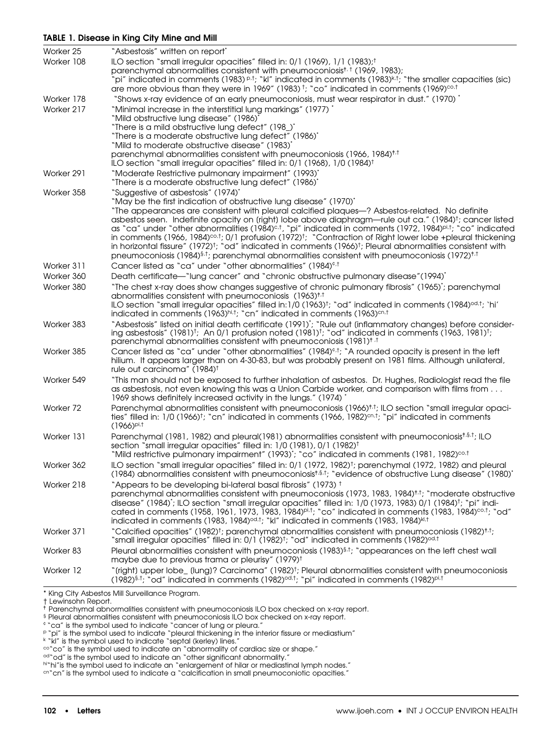**TABLE 1. Disease in King City Mine and Mill**

| | |
|---|---|
| Worker 25 | "Asbestosis" written on report* |
| Worker 108 | ILO section "small irregular opacities" filled in: 0/1 (1969), 1/1 (1983);† parenchymal abnormalities consistent with pneumoconiosis‡,† (1969, 1983); "pi" indicated in comments (1983)p,†; "kl" indicated in comments (1983)k,†; "the smaller capacities (sic) are more obvious than they were in 1969" (1983)†; "co" indicated in comments (1969)co,† |
| Worker 178 | "Shows x-ray evidence of an early pneumoconiosis, must wear respirator in dust." (1970)* |
| Worker 217 | "Minimal increase in the interstitial lung markings" (1977)* "Mild obstructive lung disease" (1986)* "There is a mild obstructive lung defect" (198_)* "There is a moderate obstructive lung defect" (1986)* "Mild to moderate obstructive disease" (1983)* parenchymal abnormalities consistent with pneumoconiosis (1966, 1984)‡,† ILO section "small irregular opacities" filled in: 0/1 (1968), 1/0 (1984)† |
| Worker 291 | "Moderate Restrictive pulmonary impairment" (1993)* "There is a moderate obstructive lung defect" (1986)* |
| Worker 358 | "Suggestive of asbestosis" (1974)* "May be the first indication of obstructive lung disease" (1970)* "The appearances are consistent with pleural calcified plaques—? Asbestos-related. No definite asbestos seen. Indefinite opacity on (right) lobe above diaphragm—rule out ca." (1984)†; cancer listed as "ca" under "other abnormalities (1984)c,†, "pi" indicated in comments (1972, 1984)pi,†; "co" indicated in comments (1966, 1984)co,†; 0/1 profusion (1972)†; "Contraction of Right lower lobe +pleural thickening in horizontal fissure" (1972)†; "od" indicated in comments (1966)†; Pleural abnormalities consistent with pneumoconiosis (1984)§,†; parenchymal abnormalities consistent with pneumoconiosis (1972)‡,† |
| Worker 311 | Cancer listed as "ca" under "other abnormalities" (1984)c,† |
| Worker 360 | Death certificate—"lung cancer" and "chronic obstructive pulmonary disease"(1994)* |
| Worker 380 | "The chest x-ray does show changes suggestive of chronic pulmonary fibrosis" (1965)*; parenchymal abnormalities consistent with pneumoconiosis (1963)‡,† ILO section "small irregular opacities" filled in:1/0 (1963)†; "od" indicated in comments (1984)od,†; 'hi' indicated in comments (1963)hi,†; "cn" indicated in comments (1963)cn,† |
| Worker 383 | "Asbestosis" listed on initial death certificate (1991)*; "Rule out (inflammatory changes) before considering asbestosis" (1981)†; An 0/1 profusion noted (1981)†; "od" indicated in comments (1963, 1981)†; parenchymal abnormalities consistent with pneumoconiosis (1981)‡,† |
| Worker 385 | Cancer listed as "ca" under "other abnormalities" (1984)c,†; "A rounded opacity is present in the left hilium. It appears larger than on 4-30-83, but was probably present on 1981 films. Although unilateral, rule out carcinoma" (1984)† |
| Worker 549 | "This man should not be exposed to further inhalation of asbestos. Dr. Hughes, Radiologist read the file as asbestosis, not even knowing this was a Union Carbide worker, and comparison with films from . . . 1969 shows definitely increased activity in the lungs." (1974)* |
| Worker 72 | Parenchymal abnormalities consistent with pneumoconiosis (1966)‡,†; ILO section "small irregular opacities" filled in: 1/0 (1966)†; "cn" indicated in comments (1966, 1982)cn,†; "pi" indicated in comments (1966)pi,† |
| Worker 131 | Parenchymal (1981, 1982) and pleural(1981) abnormalities consistent with pneumoconiosis‡,§,†; ILO section "small irregular opacities" filled in: 1/0 (1981), 0/1 (1982)† "Mild restrictive pulmonary impairment" (1993)*; "co" indicated in comments (1981, 1982)co,† |
| Worker 362 | ILO section "small irregular opacities" filled in: 0/1 (1972, 1982)†; parenchymal (1972, 1982) and pleural (1984) abnormalities consistent with pneumoconiosis‡,§,†; "evidence of obstructive Lung disease" (1980)* |
| Worker 218 | "Appears to be developing bi-lateral basal fibrosis" (1973)† parenchymal abnormalities consistent with pneumoconiosis (1973, 1983, 1984)‡,†; "moderate obstructive disease" (1984)*; ILO section "small irregular opacities" filled in: 1/0 (1973, 1983) 0/1 (1984)†; "pi" indicated in comments (1958, 1961, 1973, 1983, 1984)pi,†; "co" indicated in comments (1983, 1984)co,†; "od" indicated in comments (1983, 1984)od,†; "kl" indicated in comments (1983, 1984)kl,† |
| Worker 371 | "Calcified opacities" (1982)†; parenchymal abnormalities consistent with pneumoconiosis (1982)‡,†; "small irregular opacities" filled in: 0/1 (1982)†; "od" indicated in comments (1982)od,† |
| Worker 83 | Pleural abnormalities consistent with pneumoconiosis (1983)§,†; "appearances on the left chest wall maybe due to previous trama or pleurisy" (1979)† |
| Worker 12 | "(right) upper lobe_ (lung)? Carcinoma" (1982)†; Pleural abnormalities consistent with pneumoconiosis (1982)§,†; "od" indicated in comments (1982)od,†; "pi" indicated in comments (1982)pi,† |

\* King City Asbestos Mill Surveillance Program.
† Lewinsohn Report.
‡ Parenchymal abnormalities consistent with pneumoconiosis ILO box checked on x-ray report.
§ Pleural abnormalities consistent with pneumoconiosis ILO box checked on x-ray report.
c "ca" is the symbol used to indicate "cancer of lung or pleura."
p "pi" is the symbol used to indicate "pleural thickening in the interior fissure or mediastium"
k "kl" is the symbol used to indicate "septal (kerley) lines."
co "co" is the symbol used to indicate an "abnormality of cardiac size or shape."
od "od" is the symbol used to indicate an "other significant abnormality."
hi "hi" is the symbol used to indicate an "enlargement of hilar or mediastinal lymph nodes."
cn "cn" is the symbol used to indicate a "calcification in small pneumoconiotic opacities."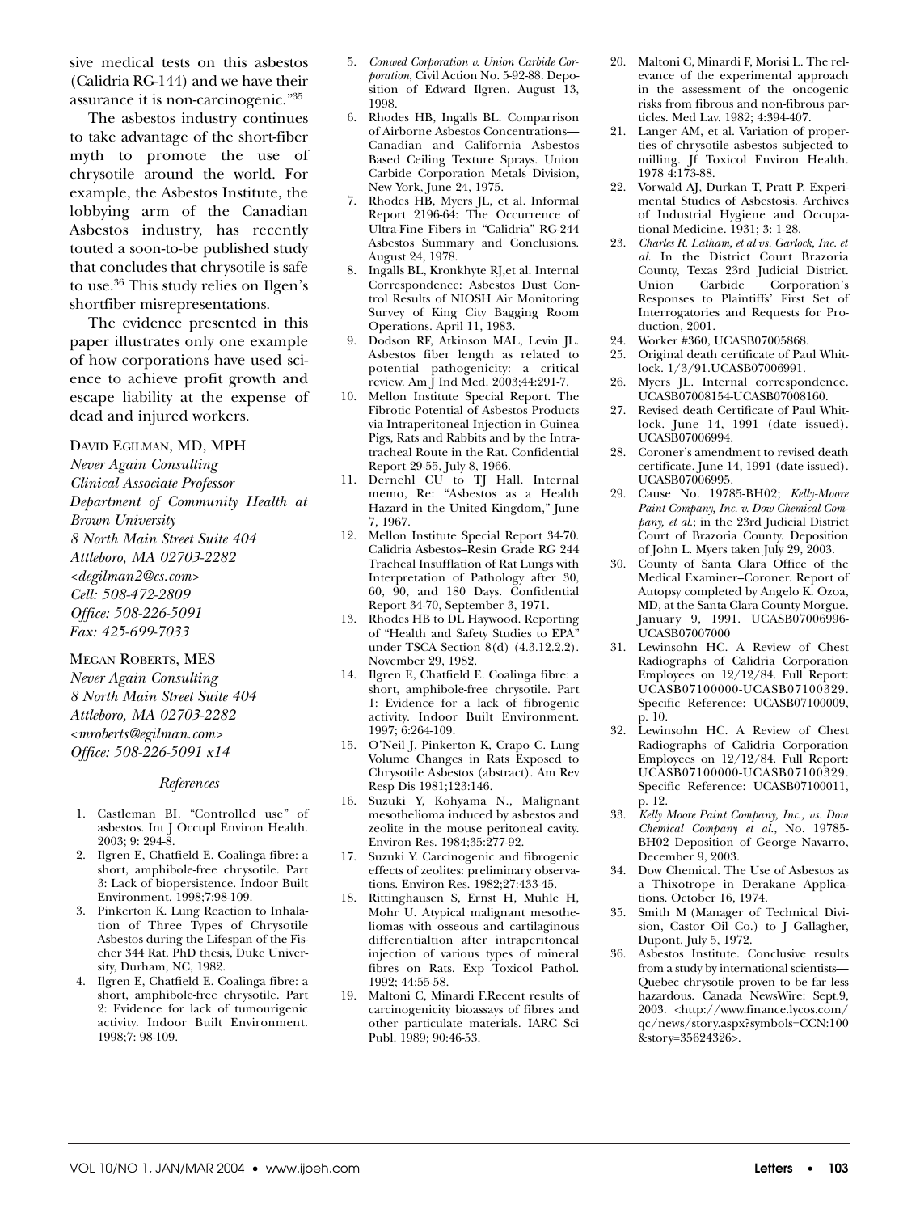sive medical tests on this asbestos (Calidria RG-144) and we have their assurance it is non-carcinogenic."[35]

The asbestos industry continues to take advantage of the short-fiber myth to promote the use of chrysotile around the world. For example, the Asbestos Institute, the lobbying arm of the Canadian Asbestos industry, has recently touted a soon-to-be published study that concludes that chrysotile is safe to use.[36] This study relies on Ilgen's shortfiber misrepresentations.

The evidence presented in this paper illustrates only one example of how corporations have used science to achieve profit growth and escape liability at the expense of dead and injured workers.

DAVID EGILMAN, MD, MPH
*Never Again Consulting*
*Clinical Associate Professor*
*Department of Community Health at Brown University*
*8 North Main Street Suite 404*
*Attleboro, MA 02703-2282*
*<degilman2@cs.com>*
*Cell: 508-472-2809*
*Office: 508-226-5091*
*Fax: 425-699-7033*

MEGAN ROBERTS, MES
*Never Again Consulting*
*8 North Main Street Suite 404*
*Attleboro, MA 02703-2282*
*<mroberts@egilman.com>*
*Office: 508-226-5091 x14*

### *References*

1. Castleman BI. "Controlled use" of asbestos. Int J Occupl Environ Health. 2003; 9: 294-8.
2. Ilgren E, Chatfield E. Coalinga fibre: a short, amphibole-free chrysotile. Part 3: Lack of biopersistence. Indoor Built Environment. 1998;7:98-109.
3. Pinkerton K. Lung Reaction to Inhalation of Three Types of Chrysotile Asbestos during the Lifespan of the Fischer 344 Rat. PhD thesis, Duke University, Durham, NC, 1982.
4. Ilgren E, Chatfield E. Coalinga fibre: a short, amphibole-free chrysotile. Part 2: Evidence for lack of tumourigenic activity. Indoor Built Environment. 1998;7: 98-109.
5. *Conwed Corporation v. Union Carbide Corporation*, Civil Action No. 5-92-88. Deposition of Edward Ilgren. August 13, 1998.
6. Rhodes HB, Ingalls BL. Comparrison of Airborne Asbestos Concentrations—Canadian and California Asbestos Based Ceiling Texture Sprays. Union Carbide Corporation Metals Division, New York, June 24, 1975.
7. Rhodes HB, Myers JL, et al. Informal Report 2196-64: The Occurrence of Ultra-Fine Fibers in "Calidria" RG-244 Asbestos Summary and Conclusions. August 24, 1978.
8. Ingalls BL, Kronkhyte RJ,et al. Internal Correspondence: Asbestos Dust Control Results of NIOSH Air Monitoring Survey of King City Bagging Room Operations. April 11, 1983.
9. Dodson RF, Atkinson MAL, Levin JL. Asbestos fiber length as related to potential pathogenicity: a critical review. Am J Ind Med. 2003;44:291-7.
10. Mellon Institute Special Report. The Fibrotic Potential of Asbestos Products via Intraperitoneal Injection in Guinea Pigs, Rats and Rabbits and by the Intratracheal Route in the Rat. Confidential Report 29-55, July 8, 1966.
11. Dernehl CU to TJ Hall. Internal memo, Re: "Asbestos as a Health Hazard in the United Kingdom," June 7, 1967.
12. Mellon Institute Special Report 34-70. Calidria Asbestos–Resin Grade RG 244 Tracheal Insufflation of Rat Lungs with Interpretation of Pathology after 30, 60, 90, and 180 Days. Confidential Report 34-70, September 3, 1971.
13. Rhodes HB to DL Haywood. Reporting of "Health and Safety Studies to EPA" under TSCA Section 8(d) (4.3.12.2.2). November 29, 1982.
14. Ilgren E, Chatfield E. Coalinga fibre: a short, amphibole-free chrysotile. Part 1: Evidence for a lack of fibrogenic activity. Indoor Built Environment. 1997; 6:264-109.
15. O'Neil J, Pinkerton K, Crapo C. Lung Volume Changes in Rats Exposed to Chrysotile Asbestos (abstract). Am Rev Resp Dis 1981;123:146.
16. Suzuki Y, Kohyama N., Malignant mesothelioma induced by asbestos and zeolite in the mouse peritoneal cavity. Environ Res. 1984;35:277-92.
17. Suzuki Y. Carcinogenic and fibrogenic effects of zeolites: preliminary observations. Environ Res. 1982;27:433-45.
18. Rittinghausen S, Ernst H, Muhle H, Mohr U. Atypical malignant mesotheliomas with osseous and cartilaginous differentialtion after intraperitoneal injection of various types of mineral fibres on Rats. Exp Toxicol Pathol. 1992; 44:55-58.
19. Maltoni C, Minardi F.Recent results of carcinogenicity bioassays of fibres and other particulate materials. IARC Sci Publ. 1989; 90:46-53.
20. Maltoni C, Minardi F, Morisi L. The relevance of the experimental approach in the assessment of the oncogenic risks from fibrous and non-fibrous particles. Med Lav. 1982; 4:394-407.
21. Langer AM, et al. Variation of properties of chrysotile asbestos subjected to milling. Jf Toxicol Environ Health. 1978 4:173-88.
22. Vorwald AJ, Durkan T, Pratt P. Experimental Studies of Asbestosis. Archives of Industrial Hygiene and Occupational Medicine. 1931; 3: 1-28.
23. *Charles R. Latham, et al vs. Garlock, Inc. et al.* In the District Court Brazoria County, Texas 23rd Judicial District. Union Carbide Corporation's Responses to Plaintiffs' First Set of Interrogatories and Requests for Production, 2001.
24. Worker #360, UCASB07005868.
25. Original death certificate of Paul Whitlock. 1/3/91.UCASB07006991.
26. Myers JL. Internal correspondence. UCASB07008154-UCASB07008160.
27. Revised death Certificate of Paul Whitlock. June 14, 1991 (date issued). UCASB07006994.
28. Coroner's amendment to revised death certificate. June 14, 1991 (date issued). UCASB07006995.
29. Cause No. 19785-BH02; *Kelly-Moore Paint Company, Inc. v. Dow Chemical Company, et al.*; in the 23rd Judicial District Court of Brazoria County. Deposition of John L. Myers taken July 29, 2003.
30. County of Santa Clara Office of the Medical Examiner–Coroner. Report of Autopsy completed by Angelo K. Ozoa, MD, at the Santa Clara County Morgue. January 9, 1991. UCASB07006996-UCASB07007000
31. Lewinsohn HC. A Review of Chest Radiographs of Calidria Corporation Employees on 12/12/84. Full Report: UCASB07100000-UCASB07100329. Specific Reference: UCASB07100009, p. 10.
32. Lewinsohn HC. A Review of Chest Radiographs of Calidria Corporation Employees on 12/12/84. Full Report: UCASB07100000-UCASB07100329. Specific Reference: UCASB07100011, p. 12.
33. *Kelly Moore Paint Company, Inc., vs. Dow Chemical Company et al.*, No. 19785-BH02 Deposition of George Navarro, December 9, 2003.
34. Dow Chemical. The Use of Asbestos as a Thixotrope in Derakane Applications. October 16, 1974.
35. Smith M (Manager of Technical Division, Castor Oil Co.) to J Gallagher, Dupont. July 5, 1972.
36. Asbestos Institute. Conclusive results from a study by international scientists—Quebec chrysotile proven to be far less hazardous. Canada NewsWire: Sept.9, 2003. <http://www.finance.lycos.com/qc/news/story.aspx?symbols=CCN:100&story=35624326>.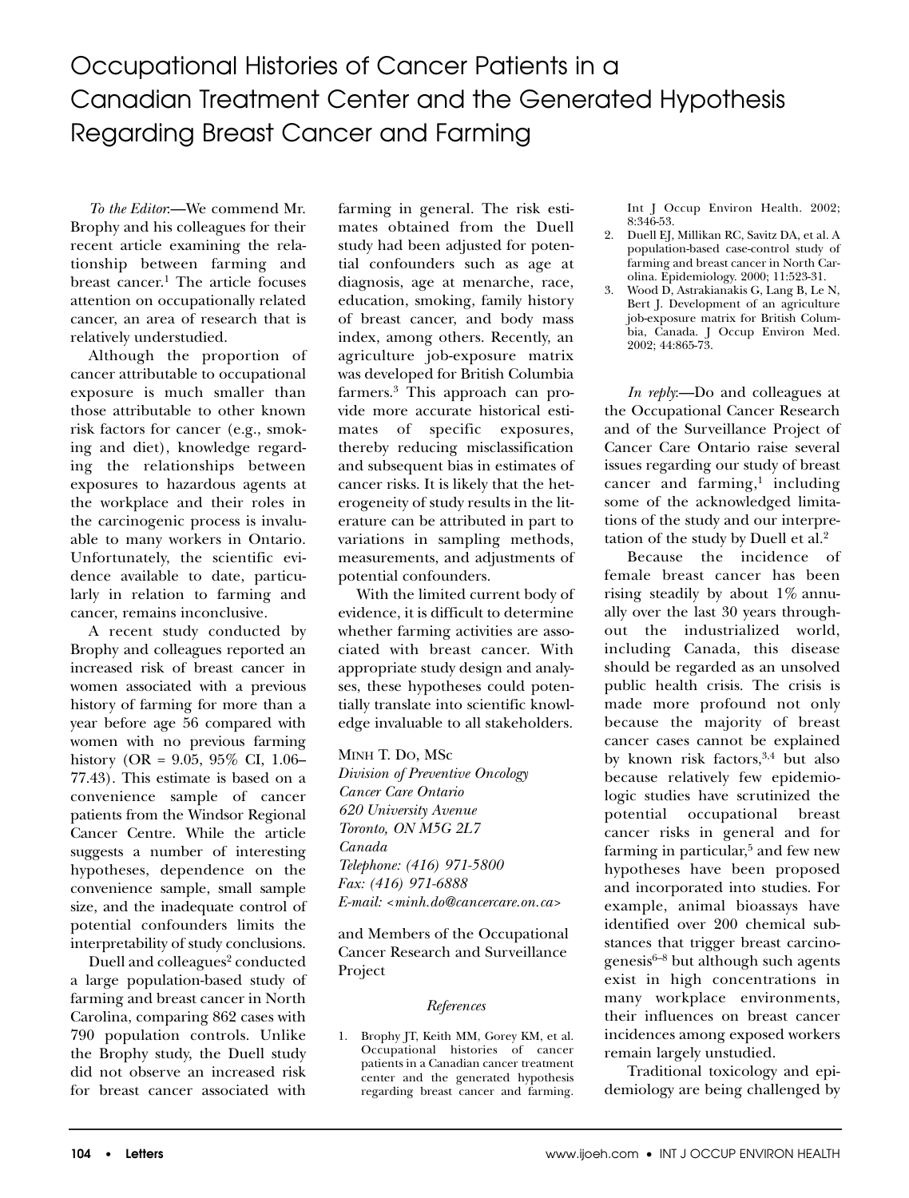# Occupational Histories of Cancer Patients in a Canadian Treatment Center and the Generated Hypothesis Regarding Breast Cancer and Farming

*To the Editor*:—We commend Mr. Brophy and his colleagues for their recent article examining the relationship between farming and breast cancer.[1] The article focuses attention on occupationally related cancer, an area of research that is relatively understudied.

Although the proportion of cancer attributable to occupational exposure is much smaller than those attributable to other known risk factors for cancer (e.g., smoking and diet), knowledge regarding the relationships between exposures to hazardous agents at the workplace and their roles in the carcinogenic process is invaluable to many workers in Ontario. Unfortunately, the scientific evidence available to date, particularly in relation to farming and cancer, remains inconclusive.

A recent study conducted by Brophy and colleagues reported an increased risk of breast cancer in women associated with a previous history of farming for more than a year before age 56 compared with women with no previous farming history (OR = 9.05, 95% CI, 1.06–77.43). This estimate is based on a convenience sample of cancer patients from the Windsor Regional Cancer Centre. While the article suggests a number of interesting hypotheses, dependence on the convenience sample, small sample size, and the inadequate control of potential confounders limits the interpretability of study conclusions.

Duell and colleagues[2] conducted a large population-based study of farming and breast cancer in North Carolina, comparing 862 cases with 790 population controls. Unlike the Brophy study, the Duell study did not observe an increased risk for breast cancer associated with farming in general. The risk estimates obtained from the Duell study had been adjusted for potential confounders such as age at diagnosis, age at menarche, race, education, smoking, family history of breast cancer, and body mass index, among others. Recently, an agriculture job-exposure matrix was developed for British Columbia farmers.[3] This approach can provide more accurate historical estimates of specific exposures, thereby reducing misclassification and subsequent bias in estimates of cancer risks. It is likely that the heterogeneity of study results in the literature can be attributed in part to variations in sampling methods, measurements, and adjustments of potential confounders.

With the limited current body of evidence, it is difficult to determine whether farming activities are associated with breast cancer. With appropriate study design and analyses, these hypotheses could potentially translate into scientific knowledge invaluable to all stakeholders.

MINH T. DO, MSc
*Division of Preventive Oncology*
*Cancer Care Ontario*
*620 University Avenue*
*Toronto, ON M5G 2L7*
*Canada*
*Telephone: (416) 971-5800*
*Fax: (416) 971-6888*
*E-mail: <minh.do@cancercare.on.ca>*

and Members of the Occupational Cancer Research and Surveillance Project

*References*

1. Brophy JT, Keith MM, Gorey KM, et al. Occupational histories of cancer patients in a Canadian cancer treatment center and the generated hypothesis regarding breast cancer and farming. Int J Occup Environ Health. 2002; 8:346-53.
2. Duell EJ, Millikan RC, Savitz DA, et al. A population-based case-control study of farming and breast cancer in North Carolina. Epidemiology. 2000; 11:523-31.
3. Wood D, Astrakianakis G, Lang B, Le N, Bert J. Development of an agriculture job-exposure matrix for British Columbia, Canada. J Occup Environ Med. 2002; 44:865-73.

*In reply*:—Do and colleagues at the Occupational Cancer Research and of the Surveillance Project of Cancer Care Ontario raise several issues regarding our study of breast cancer and farming,[1] including some of the acknowledged limitations of the study and our interpretation of the study by Duell et al.[2]

Because the incidence of female breast cancer has been rising steadily by about 1% annually over the last 30 years throughout the industrialized world, including Canada, this disease should be regarded as an unsolved public health crisis. The crisis is made more profound not only because the majority of breast cancer cases cannot be explained by known risk factors,[3,4] but also because relatively few epidemiologic studies have scrutinized the potential occupational breast cancer risks in general and for farming in particular,[5] and few new hypotheses have been proposed and incorporated into studies. For example, animal bioassays have identified over 200 chemical substances that trigger breast carcinogenesis[6–8] but although such agents exist in high concentrations in many workplace environments, their influences on breast cancer incidences among exposed workers remain largely unstudied.

Traditional toxicology and epidemiology are being challenged by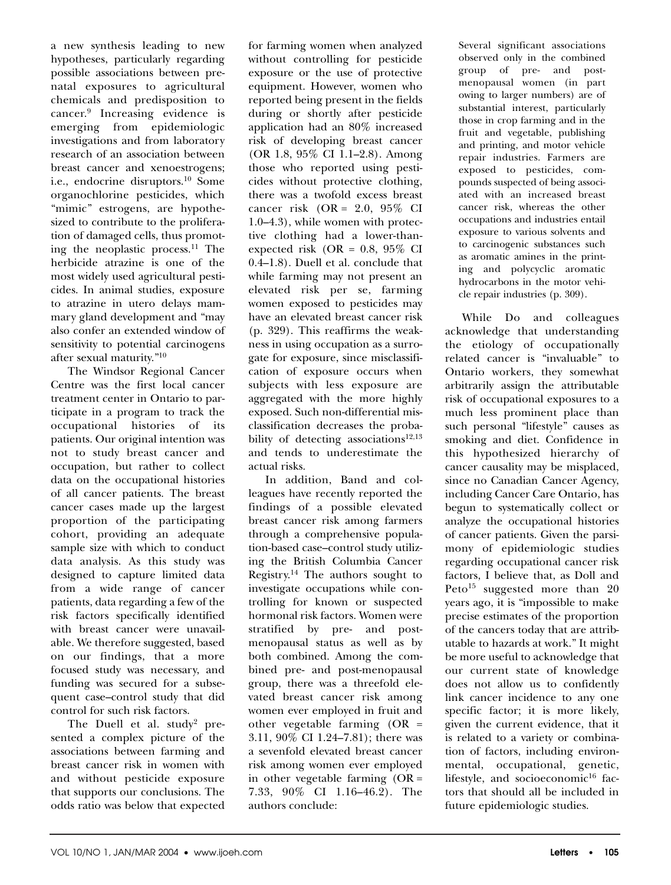a new synthesis leading to new hypotheses, particularly regarding possible associations between prenatal exposures to agricultural chemicals and predisposition to cancer.[9] Increasing evidence is emerging from epidemiologic investigations and from laboratory research of an association between breast cancer and xenoestrogens; i.e., endocrine disruptors.[10] Some organochlorine pesticides, which "mimic" estrogens, are hypothesized to contribute to the proliferation of damaged cells, thus promoting the neoplastic process.[11] The herbicide atrazine is one of the most widely used agricultural pesticides. In animal studies, exposure to atrazine in utero delays mammary gland development and "may also confer an extended window of sensitivity to potential carcinogens after sexual maturity."[10]

The Windsor Regional Cancer Centre was the first local cancer treatment center in Ontario to participate in a program to track the occupational histories of its patients. Our original intention was not to study breast cancer and occupation, but rather to collect data on the occupational histories of all cancer patients. The breast cancer cases made up the largest proportion of the participating cohort, providing an adequate sample size with which to conduct data analysis. As this study was designed to capture limited data from a wide range of cancer patients, data regarding a few of the risk factors specifically identified with breast cancer were unavailable. We therefore suggested, based on our findings, that a more focused study was necessary, and funding was secured for a subsequent case–control study that did control for such risk factors.

The Duell et al. study[2] presented a complex picture of the associations between farming and breast cancer risk in women with and without pesticide exposure that supports our conclusions. The odds ratio was below that expected for farming women when analyzed without controlling for pesticide exposure or the use of protective equipment. However, women who reported being present in the fields during or shortly after pesticide application had an 80% increased risk of developing breast cancer (OR 1.8, 95% CI 1.1–2.8). Among those who reported using pesticides without protective clothing, there was a twofold excess breast cancer risk (OR = 2.0, 95% CI 1.0–4.3), while women with protective clothing had a lower-than-expected risk (OR = 0.8, 95% CI 0.4–1.8). Duell et al. conclude that while farming may not present an elevated risk per se, farming women exposed to pesticides may have an elevated breast cancer risk (p. 329). This reaffirms the weakness in using occupation as a surrogate for exposure, since misclassification of exposure occurs when subjects with less exposure are aggregated with the more highly exposed. Such non-differential misclassification decreases the probability of detecting associations[12,13] and tends to underestimate the actual risks.

In addition, Band and colleagues have recently reported the findings of a possible elevated breast cancer risk among farmers through a comprehensive population-based case–control study utilizing the British Columbia Cancer Registry.[14] The authors sought to investigate occupations while controlling for known or suspected hormonal risk factors. Women were stratified by pre- and post-menopausal status as well as by both combined. Among the combined pre- and post-menopausal group, there was a threefold elevated breast cancer risk among women ever employed in fruit and other vegetable farming (OR = 3.11, 90% CI 1.24–7.81); there was a sevenfold elevated breast cancer risk among women ever employed in other vegetable farming (OR = 7.33, 90% CI 1.16–46.2). The authors conclude:

> Several significant associations observed only in the combined group of pre- and post-menopausal women (in part owing to larger numbers) are of substantial interest, particularly those in crop farming and in the fruit and vegetable, publishing and printing, and motor vehicle repair industries. Farmers are exposed to pesticides, compounds suspected of being associated with an increased breast cancer risk, whereas the other occupations and industries entail exposure to various solvents and to carcinogenic substances such as aromatic amines in the printing and polycyclic aromatic hydrocarbons in the motor vehicle repair industries (p. 309).

While Do and colleagues acknowledge that understanding the etiology of occupationally related cancer is "invaluable" to Ontario workers, they somewhat arbitrarily assign the attributable risk of occupational exposures to a much less prominent place than such personal "lifestyle" causes as smoking and diet. Confidence in this hypothesized hierarchy of cancer causality may be misplaced, since no Canadian Cancer Agency, including Cancer Care Ontario, has begun to systematically collect or analyze the occupational histories of cancer patients. Given the parsimony of epidemiologic studies regarding occupational cancer risk factors, I believe that, as Doll and Peto[15] suggested more than 20 years ago, it is "impossible to make precise estimates of the proportion of the cancers today that are attributable to hazards at work." It might be more useful to acknowledge that our current state of knowledge does not allow us to confidently link cancer incidence to any one specific factor; it is more likely, given the current evidence, that it is related to a variety or combination of factors, including environmental, occupational, genetic, lifestyle, and socioeconomic[16] factors that should all be included in future epidemiologic studies.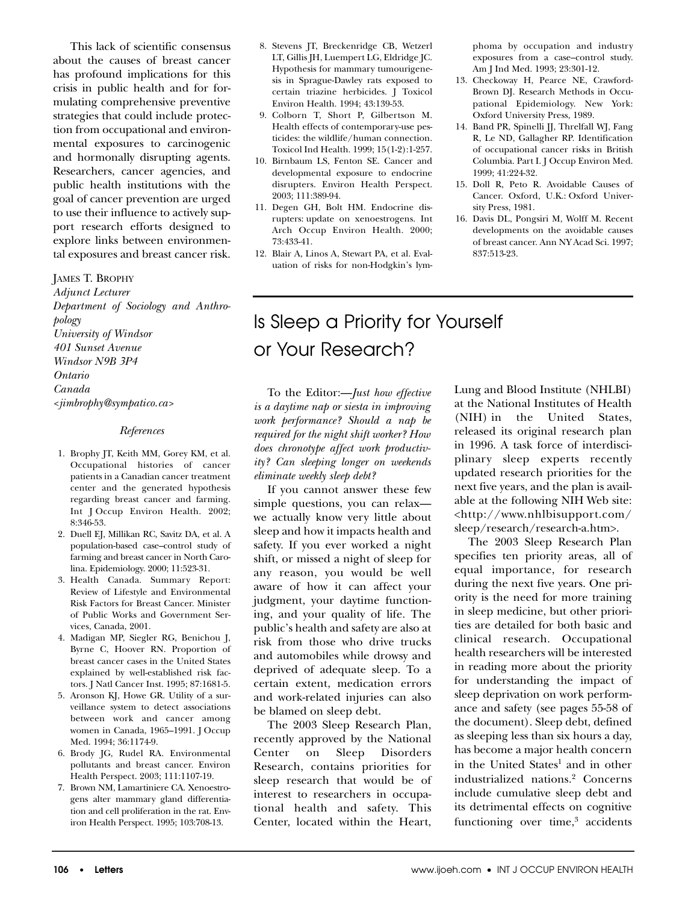This lack of scientific consensus about the causes of breast cancer has profound implications for this crisis in public health and for formulating comprehensive preventive strategies that could include protection from occupational and environmental exposures to carcinogenic and hormonally disrupting agents. Researchers, cancer agencies, and public health institutions with the goal of cancer prevention are urged to use their influence to actively support research efforts designed to explore links between environmental exposures and breast cancer risk.

JAMES T. BROPHY
*Adjunct Lecturer*
*Department of Sociology and Anthropology*
*University of Windsor*
*401 Sunset Avenue*
*Windsor N9B 3P4*
*Ontario*
*Canada*
*<jimbrophy@sympatico.ca>*

*References*

1. Brophy JT, Keith MM, Gorey KM, et al. Occupational histories of cancer patients in a Canadian cancer treatment center and the generated hypothesis regarding breast cancer and farming. Int J Occup Environ Health. 2002; 8:346-53.
2. Duell EJ, Millikan RC, Savitz DA, et al. A population-based case–control study of farming and breast cancer in North Carolina. Epidemiology. 2000; 11:523-31.
3. Health Canada. Summary Report: Review of Lifestyle and Environmental Risk Factors for Breast Cancer. Minister of Public Works and Government Services, Canada, 2001.
4. Madigan MP, Siegler RG, Benichou J, Byrne C, Hoover RN. Proportion of breast cancer cases in the United States explained by well-established risk factors. J Natl Cancer Inst. 1995; 87:1681-5.
5. Aronson KJ, Howe GR. Utility of a surveillance system to detect associations between work and cancer among women in Canada, 1965–1991. J Occup Med. 1994; 36:1174-9.
6. Brody JG, Rudel RA. Environmental pollutants and breast cancer. Environ Health Perspect. 2003; 111:1107-19.
7. Brown NM, Lamartiniere CA. Xenoestrogens alter mammary gland differentiation and cell proliferation in the rat. Environ Health Perspect. 1995; 103:708-13.
8. Stevens JT, Breckenridge CB, Wetzerl LT, Gillis JH, Luempert LG, Eldridge JC. Hypothesis for mammary tumourigenesis in Sprague-Dawley rats exposed to certain triazine herbicides. J Toxicol Environ Health. 1994; 43:139-53.
9. Colborn T, Short P, Gilbertson M. Health effects of contemporary-use pesticides: the wildlife/human connection. Toxicol Ind Health. 1999; 15(1-2):1-257.
10. Birnbaum LS, Fenton SE. Cancer and developmental exposure to endocrine disrupters. Environ Health Perspect. 2003; 111:389-94.
11. Degen GH, Bolt HM. Endocrine disrupters: update on xenoestrogens. Int Arch Occup Environ Health. 2000; 73:433-41.
12. Blair A, Linos A, Stewart PA, et al. Evaluation of risks for non-Hodgkin's lymphoma by occupation and industry exposures from a case–control study. Am J Ind Med. 1993; 23:301-12.
13. Checkoway H, Pearce NE, Crawford-Brown DJ. Research Methods in Occupational Epidemiology. New York: Oxford University Press, 1989.
14. Band PR, Spinelli JJ, Threlfall WJ, Fang R, Le ND, Gallagher RP. Identification of occupational cancer risks in British Columbia. Part I. J Occup Environ Med. 1999; 41:224-32.
15. Doll R, Peto R. Avoidable Causes of Cancer. Oxford, U.K.: Oxford University Press, 1981.
16. Davis DL, Pongsiri M, Wolff M. Recent developments on the avoidable causes of breast cancer. Ann NY Acad Sci. 1997; 837:513-23.

# Is Sleep a Priority for Yourself or Your Research?

To the Editor:—*Just how effective is a daytime nap or siesta in improving work performance? Should a nap be required for the night shift worker? How does chronotype affect work productivity? Can sleeping longer on weekends eliminate weekly sleep debt?*

If you cannot answer these few simple questions, you can relax—we actually know very little about sleep and how it impacts health and safety. If you ever worked a night shift, or missed a night of sleep for any reason, you would be well aware of how it can affect your judgment, your daytime functioning, and your quality of life. The public's health and safety are also at risk from those who drive trucks and automobiles while drowsy and deprived of adequate sleep. To a certain extent, medication errors and work-related injuries can also be blamed on sleep debt.

The 2003 Sleep Research Plan, recently approved by the National Center on Sleep Disorders Research, contains priorities for sleep research that would be of interest to researchers in occupational health and safety. This Center, located within the Heart, Lung and Blood Institute (NHLBI) at the National Institutes of Health (NIH) in the United States, released its original research plan in 1996. A task force of interdisciplinary sleep experts recently updated research priorities for the next five years, and the plan is available at the following NIH Web site: <http://www.nhlbisupport.com/sleep/research/research-a.htm>.

The 2003 Sleep Research Plan specifies ten priority areas, all of equal importance, for research during the next five years. One priority is the need for more training in sleep medicine, but other priorities are detailed for both basic and clinical research. Occupational health researchers will be interested in reading more about the priority for understanding the impact of sleep deprivation on work performance and safety (see pages 55-58 of the document). Sleep debt, defined as sleeping less than six hours a day, has become a major health concern in the United States[1] and in other industrialized nations.[2] Concerns include cumulative sleep debt and its detrimental effects on cognitive functioning over time,[3] accidents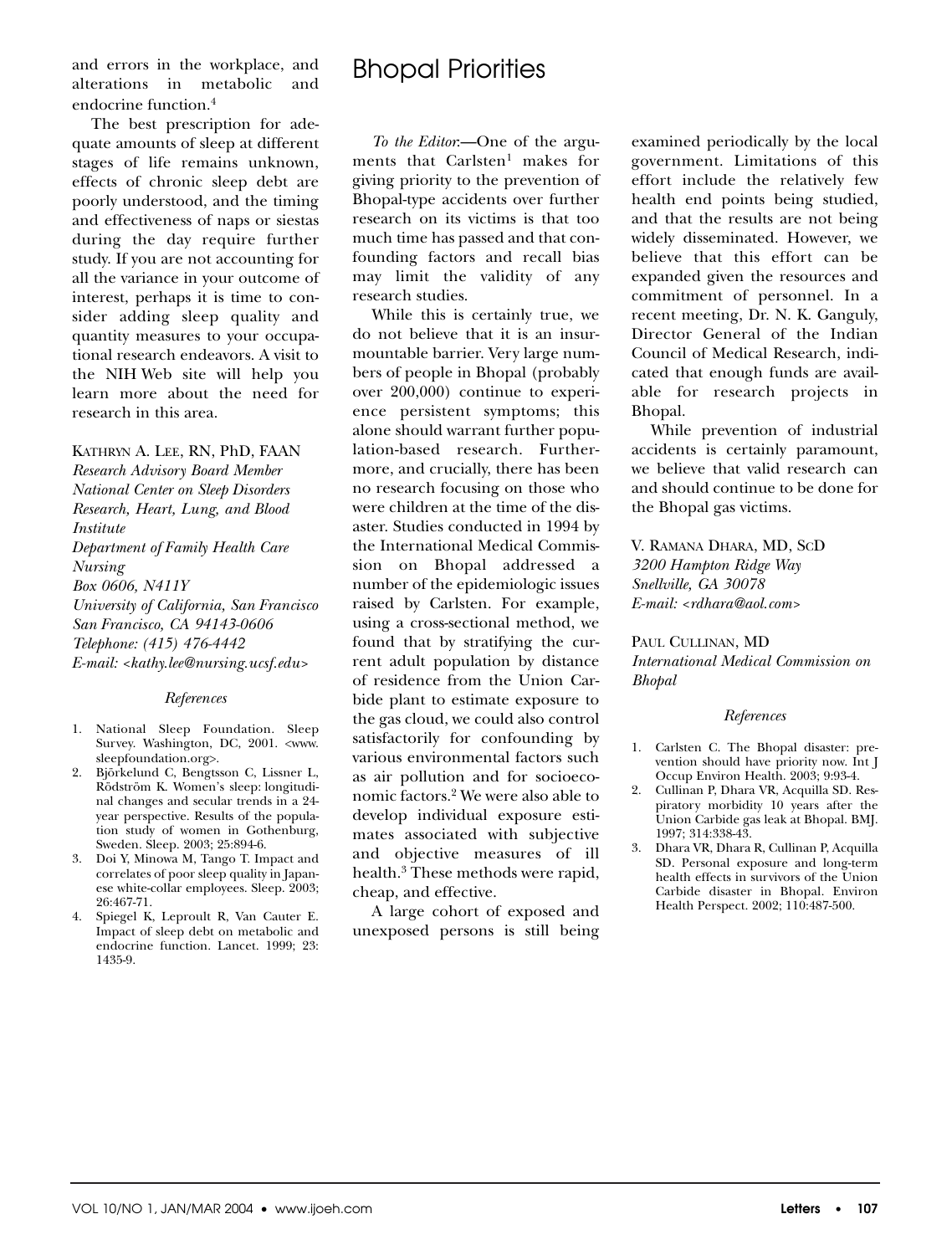and errors in the workplace, and alterations in metabolic and endocrine function.[4]

The best prescription for adequate amounts of sleep at different stages of life remains unknown, effects of chronic sleep debt are poorly understood, and the timing and effectiveness of naps or siestas during the day require further study. If you are not accounting for all the variance in your outcome of interest, perhaps it is time to consider adding sleep quality and quantity measures to your occupational research endeavors. A visit to the NIH Web site will help you learn more about the need for research in this area.

KATHRYN A. LEE, RN, PhD, FAAN
*Research Advisory Board Member*
*National Center on Sleep Disorders Research, Heart, Lung, and Blood Institute*
*Department of Family Health Care Nursing*
*Box 0606, N411Y*
*University of California, San Francisco*
*San Francisco, CA 94143-0606*
*Telephone: (415) 476-4442*
*E-mail: <kathy.lee@nursing.ucsf.edu>*

### *References*

1. National Sleep Foundation. Sleep Survey. Washington, DC, 2001. <www.sleepfoundation.org>.
2. Björkelund C, Bengtsson C, Lissner L, Rödström K. Women's sleep: longitudinal changes and secular trends in a 24-year perspective. Results of the population study of women in Gothenburg, Sweden. Sleep. 2003; 25:894-6.
3. Doi Y, Minowa M, Tango T. Impact and correlates of poor sleep quality in Japanese white-collar employees. Sleep. 2003; 26:467-71.
4. Spiegel K, Leproult R, Van Cauter E. Impact of sleep debt on metabolic and endocrine function. Lancet. 1999; 23: 1435-9.

# Bhopal Priorities

*To the Editor*:—One of the arguments that Carlsten[1] makes for giving priority to the prevention of Bhopal-type accidents over further research on its victims is that too much time has passed and that confounding factors and recall bias may limit the validity of any research studies.

While this is certainly true, we do not believe that it is an insurmountable barrier. Very large numbers of people in Bhopal (probably over 200,000) continue to experience persistent symptoms; this alone should warrant further population-based research. Furthermore, and crucially, there has been no research focusing on those who were children at the time of the disaster. Studies conducted in 1994 by the International Medical Commission on Bhopal addressed a number of the epidemiologic issues raised by Carlsten. For example, using a cross-sectional method, we found that by stratifying the current adult population by distance of residence from the Union Carbide plant to estimate exposure to the gas cloud, we could also control satisfactorily for confounding by various environmental factors such as air pollution and for socioeconomic factors.[2] We were also able to develop individual exposure estimates associated with subjective and objective measures of ill health.[3] These methods were rapid, cheap, and effective.

A large cohort of exposed and unexposed persons is still being examined periodically by the local government. Limitations of this effort include the relatively few health end points being studied, and that the results are not being widely disseminated. However, we believe that this effort can be expanded given the resources and commitment of personnel. In a recent meeting, Dr. N. K. Ganguly, Director General of the Indian Council of Medical Research, indicated that enough funds are available for research projects in Bhopal.

While prevention of industrial accidents is certainly paramount, we believe that valid research can and should continue to be done for the Bhopal gas victims.

V. RAMANA DHARA, MD, ScD
*3200 Hampton Ridge Way*
*Snellville, GA 30078*
*E-mail: <rdhara@aol.com>*

PAUL CULLINAN, MD
*International Medical Commission on Bhopal*

### *References*

1. Carlsten C. The Bhopal disaster: prevention should have priority now. Int J Occup Environ Health. 2003; 9:93-4.
2. Cullinan P, Dhara VR, Acquilla SD. Respiratory morbidity 10 years after the Union Carbide gas leak at Bhopal. BMJ. 1997; 314:338-43.
3. Dhara VR, Dhara R, Cullinan P, Acquilla SD. Personal exposure and long-term health effects in survivors of the Union Carbide disaster in Bhopal. Environ Health Perspect. 2002; 110:487-500.